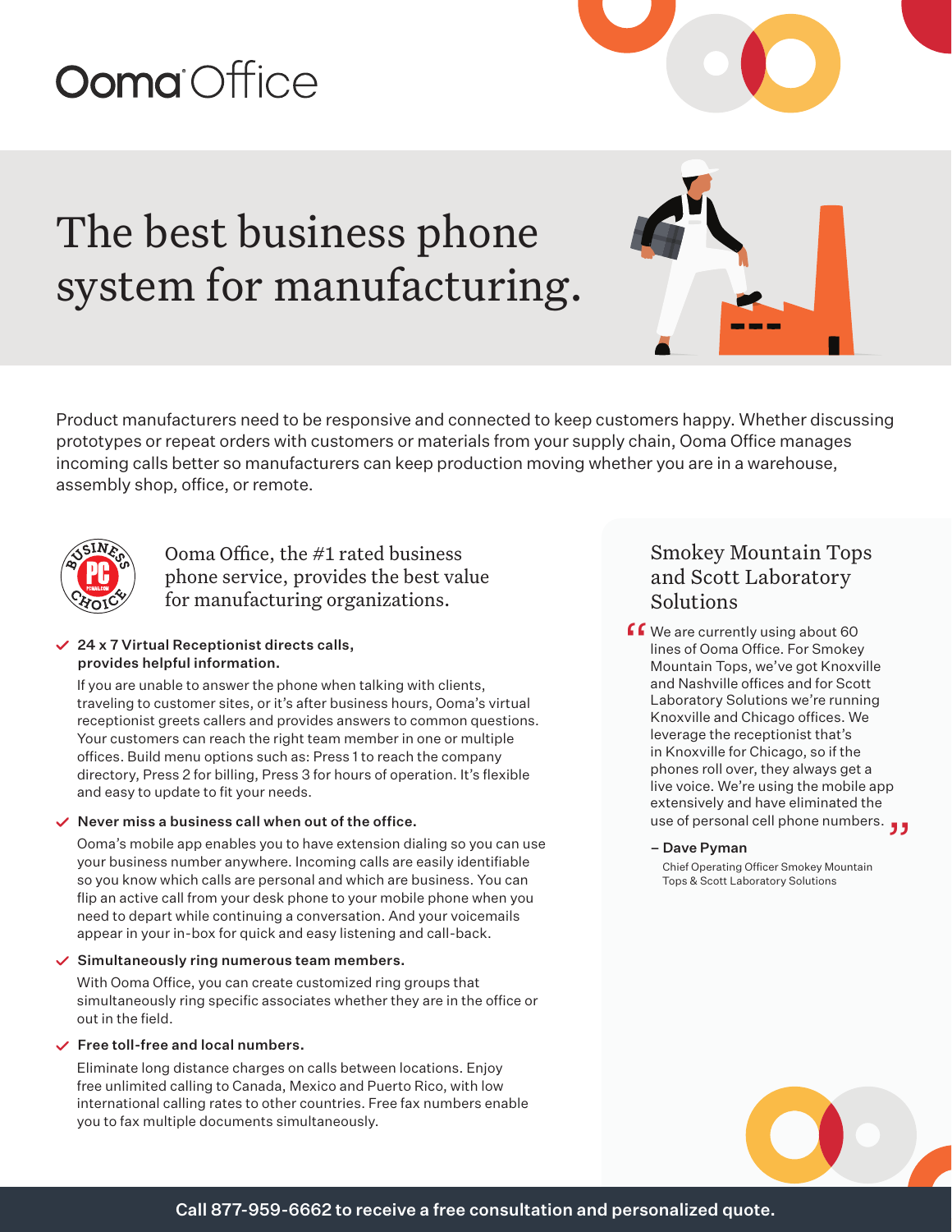Ooma Office

# The best business phone system for manufacturing.

Product manufacturers need to be responsive and connected to keep customers happy. Whether discussing prototypes or repeat orders with customers or materials from your supply chain, Ooma Office manages incoming calls better so manufacturers can keep production moving whether you are in a warehouse, assembly shop, office, or remote.

Ooma Office, the #1 rated business phone service, provides the best value for manufacturing organizations.

- **24 x 7 Virtual Receptionist directs calls, provides helpful information.**

  If you are unable to answer the phone when talking with clients, traveling to customer sites, or it's after business hours, Ooma's virtual receptionist greets callers and provides answers to common questions. Your customers can reach the right team member in one or multiple offices. Build menu options such as: Press 1 to reach the company directory, Press 2 for billing, Press 3 for hours of operation. It's flexible and easy to update to fit your needs.

- **Never miss a business call when out of the office.**

  Ooma's mobile app enables you to have extension dialing so you can use your business number anywhere. Incoming calls are easily identifiable so you know which calls are personal and which are business. You can flip an active call from your desk phone to your mobile phone when you need to depart while continuing a conversation. And your voicemails appear in your in-box for quick and easy listening and call-back.

- **Simultaneously ring numerous team members.**

  With Ooma Office, you can create customized ring groups that simultaneously ring specific associates whether they are in the office or out in the field.

- **Free toll-free and local numbers.**

  Eliminate long distance charges on calls between locations. Enjoy free unlimited calling to Canada, Mexico and Puerto Rico, with low international calling rates to other countries. Free fax numbers enable you to fax multiple documents simultaneously.

## Smokey Mountain Tops and Scott Laboratory Solutions

"We are currently using about 60 lines of Ooma Office. For Smokey Mountain Tops, we've got Knoxville and Nashville offices and for Scott Laboratory Solutions we're running Knoxville and Chicago offices. We leverage the receptionist that's in Knoxville for Chicago, so if the phones roll over, they always get a live voice. We're using the mobile app extensively and have eliminated the use of personal cell phone numbers."

**– Dave Pyman**

Chief Operating Officer Smokey Mountain Tops & Scott Laboratory Solutions

**Call 877-959-6662 to receive a free consultation and personalized quote.**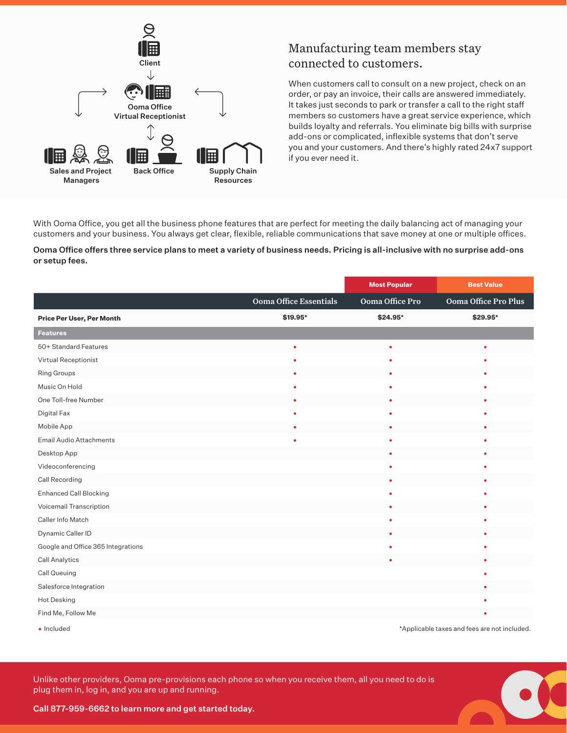Client

Ooma Office Virtual Receptionist

Sales and Project Managers

Back Office

Supply Chain Resources

## Manufacturing team members stay connected to customers.

When customers call to consult on a new project, check on an order, or pay an invoice, their calls are answered immediately. It takes just seconds to park or transfer a call to the right staff members so customers have a great service experience, which builds loyalty and referrals. You eliminate big bills with surprise add-ons or complicated, inflexible systems that don't serve you and your customers. And there's highly rated 24x7 support if you ever need it.

With Ooma Office, you get all the business phone features that are perfect for meeting the daily balancing act of managing your customers and your business. You always get clear, flexible, reliable communications that save money at one or multiple offices.

**Ooma Office offers three service plans to meet a variety of business needs. Pricing is all-inclusive with no surprise add-ons or setup fees.**

| | | Most Popular | Best Value |
|---|---|---|---|
| | Ooma Office Essentials | Ooma Office Pro | Ooma Office Pro Plus |
| **Price Per User, Per Month** | $19.95* | $24.95* | $29.95* |
| **Features** | | | |
| 50+ Standard Features | • | • | • |
| Virtual Receptionist | • | • | • |
| Ring Groups | • | • | • |
| Music On Hold | • | • | • |
| One Toll-free Number | • | • | • |
| Digital Fax | • | • | • |
| Mobile App | • | • | • |
| Email Audio Attachments | • | • | • |
| Desktop App | | • | • |
| Videoconferencing | | • | • |
| Call Recording | | • | • |
| Enhanced Call Blocking | | • | • |
| Voicemail Transcription | | • | • |
| Caller Info Match | | • | • |
| Dynamic Caller ID | | • | • |
| Google and Office 365 Integrations | | • | • |
| Call Analytics | | • | • |
| Call Queuing | | | • |
| Salesforce Integration | | | • |
| Hot Desking | | | • |
| Find Me, Follow Me | | | • |

• Included

*Applicable taxes and fees are not included.

Unlike other providers, Ooma pre-provisions each phone so when you receive them, all you need to do is plug them in, log in, and you are up and running.

**Call 877-959-6662 to learn more and get started today.**